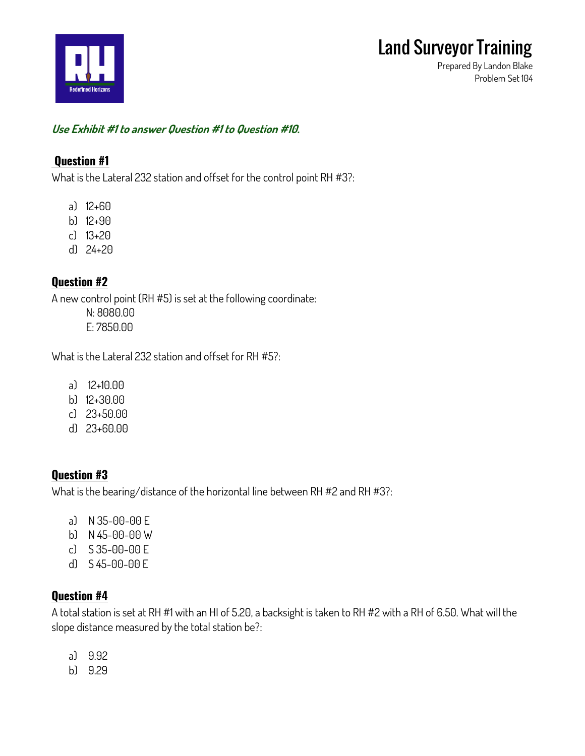# Land Surveyor Training

Prepared By Landon Blake
Problem Set 104

***Use Exhibit #1 to answer Question #1 to Question #10.***

## Question #1

What is the Lateral 232 station and offset for the control point RH #3?:

a) 12+60
b) 12+90
c) 13+20
d) 24+20

## Question #2

A new control point (RH #5) is set at the following coordinate:

N: 8080.00
E: 7850.00

What is the Lateral 232 station and offset for RH #5?:

a) 12+10.00
b) 12+30.00
c) 23+50.00
d) 23+60.00

## Question #3

What is the bearing/distance of the horizontal line between RH #2 and RH #3?:

a) N 35-00-00 E
b) N 45-00-00 W
c) S 35-00-00 E
d) S 45-00-00 E

## Question #4

A total station is set at RH #1 with an HI of 5.20, a backsight is taken to RH #2 with a RH of 6.50. What will the slope distance measured by the total station be?:

a) 9.92
b) 9.29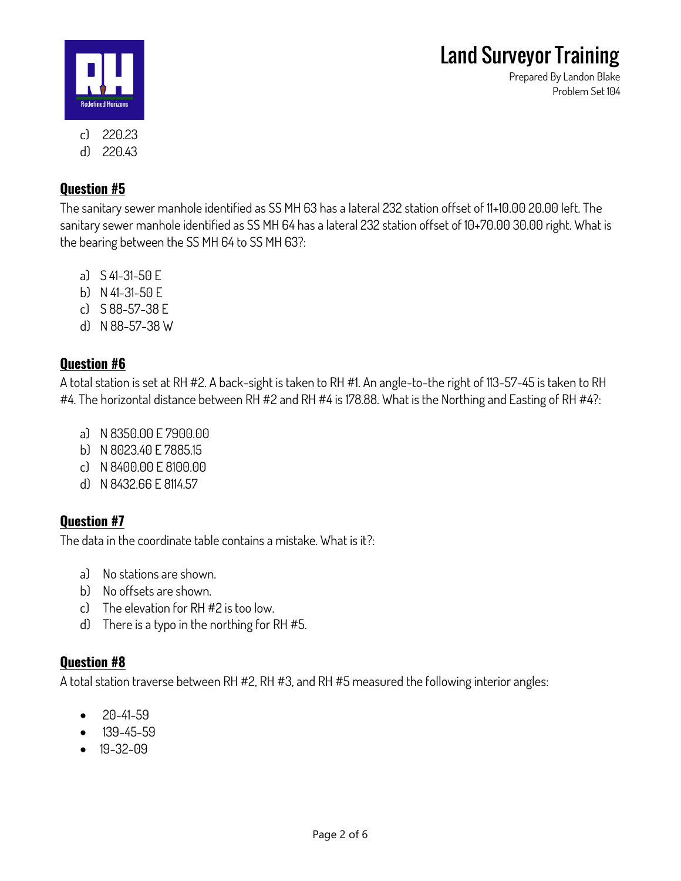c) 220.23
d) 220.43

## Question #5

The sanitary sewer manhole identified as SS MH 63 has a lateral 232 station offset of 11+10.00 20.00 left. The sanitary sewer manhole identified as SS MH 64 has a lateral 232 station offset of 10+70.00 30.00 right. What is the bearing between the SS MH 64 to SS MH 63?:

a) S 41-31-50 E
b) N 41-31-50 E
c) S 88-57-38 E
d) N 88-57-38 W

## Question #6

A total station is set at RH #2. A back-sight is taken to RH #1. An angle-to-the right of 113-57-45 is taken to RH #4. The horizontal distance between RH #2 and RH #4 is 178.88. What is the Northing and Easting of RH #4?:

a) N 8350.00 E 7900.00
b) N 8023.40 E 7885.15
c) N 8400.00 E 8100.00
d) N 8432.66 E 8114.57

## Question #7

The data in the coordinate table contains a mistake. What is it?:

a) No stations are shown.
b) No offsets are shown.
c) The elevation for RH #2 is too low.
d) There is a typo in the northing for RH #5.

## Question #8

A total station traverse between RH #2, RH #3, and RH #5 measured the following interior angles:

- 20-41-59
- 139-45-59
- 19-32-09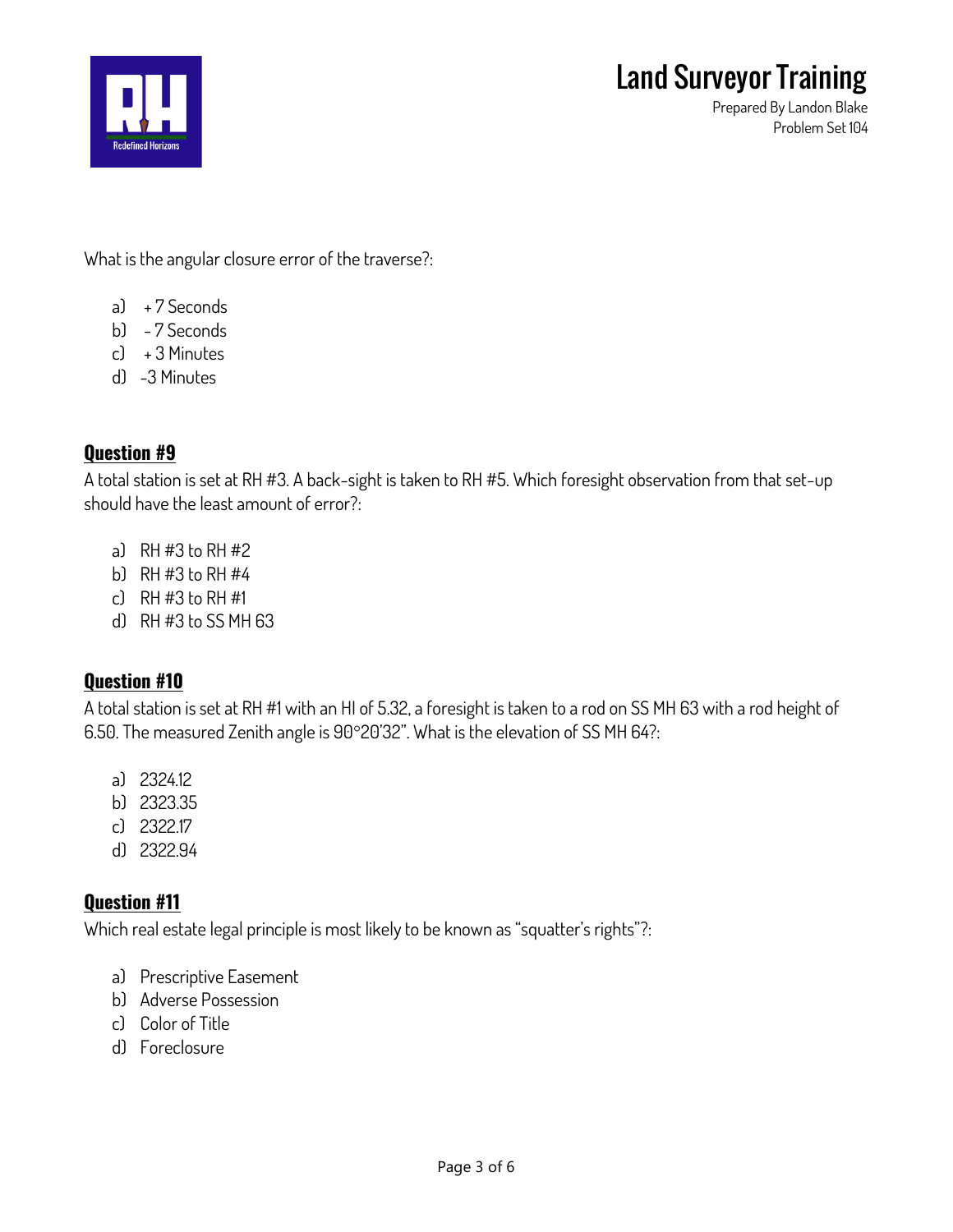What is the angular closure error of the traverse?:

a) + 7 Seconds
b) - 7 Seconds
c) + 3 Minutes
d) -3 Minutes

## Question #9

A total station is set at RH #3. A back-sight is taken to RH #5. Which foresight observation from that set-up should have the least amount of error?:

a) RH #3 to RH #2
b) RH #3 to RH #4
c) RH #3 to RH #1
d) RH #3 to SS MH 63

## Question #10

A total station is set at RH #1 with an HI of 5.32, a foresight is taken to a rod on SS MH 63 with a rod height of 6.50. The measured Zenith angle is 90°20'32". What is the elevation of SS MH 64?:

a) 2324.12
b) 2323.35
c) 2322.17
d) 2322.94

## Question #11

Which real estate legal principle is most likely to be known as "squatter's rights"?:

a) Prescriptive Easement
b) Adverse Possession
c) Color of Title
d) Foreclosure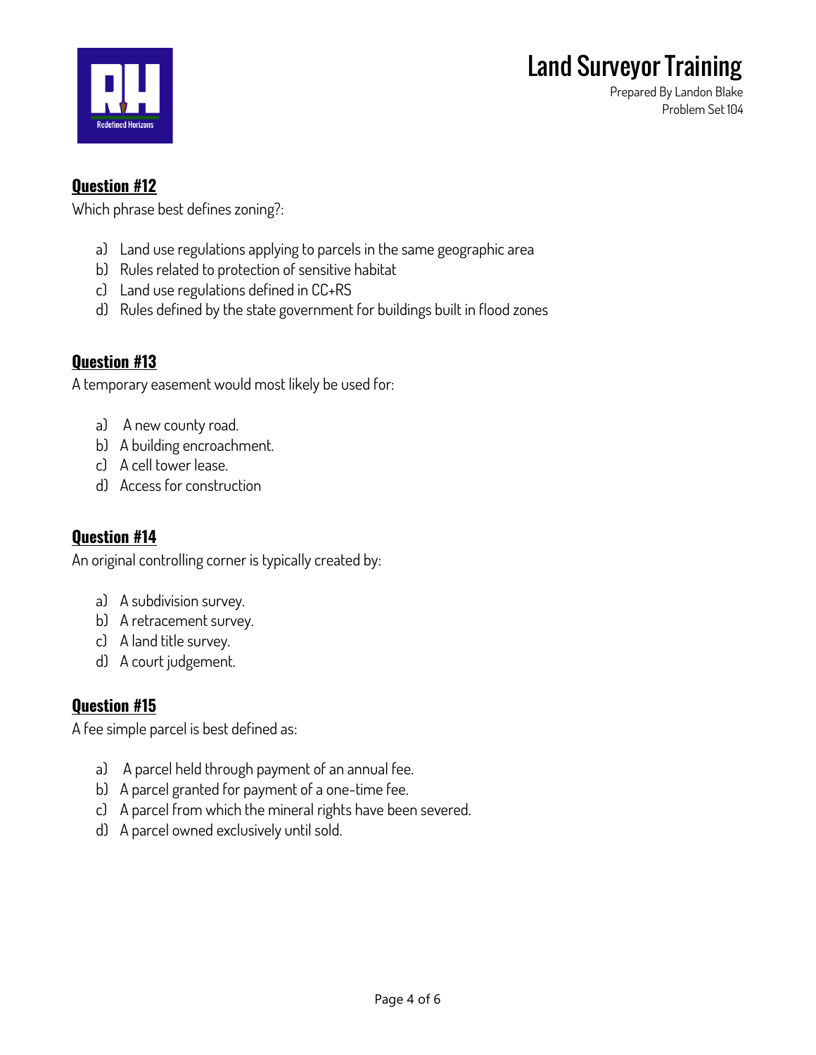### Question #12

Which phrase best defines zoning?:

a) Land use regulations applying to parcels in the same geographic area
b) Rules related to protection of sensitive habitat
c) Land use regulations defined in CC+RS
d) Rules defined by the state government for buildings built in flood zones

### Question #13

A temporary easement would most likely be used for:

a) A new county road.
b) A building encroachment.
c) A cell tower lease.
d) Access for construction

### Question #14

An original controlling corner is typically created by:

a) A subdivision survey.
b) A retracement survey.
c) A land title survey.
d) A court judgement.

### Question #15

A fee simple parcel is best defined as:

a) A parcel held through payment of an annual fee.
b) A parcel granted for payment of a one-time fee.
c) A parcel from which the mineral rights have been severed.
d) A parcel owned exclusively until sold.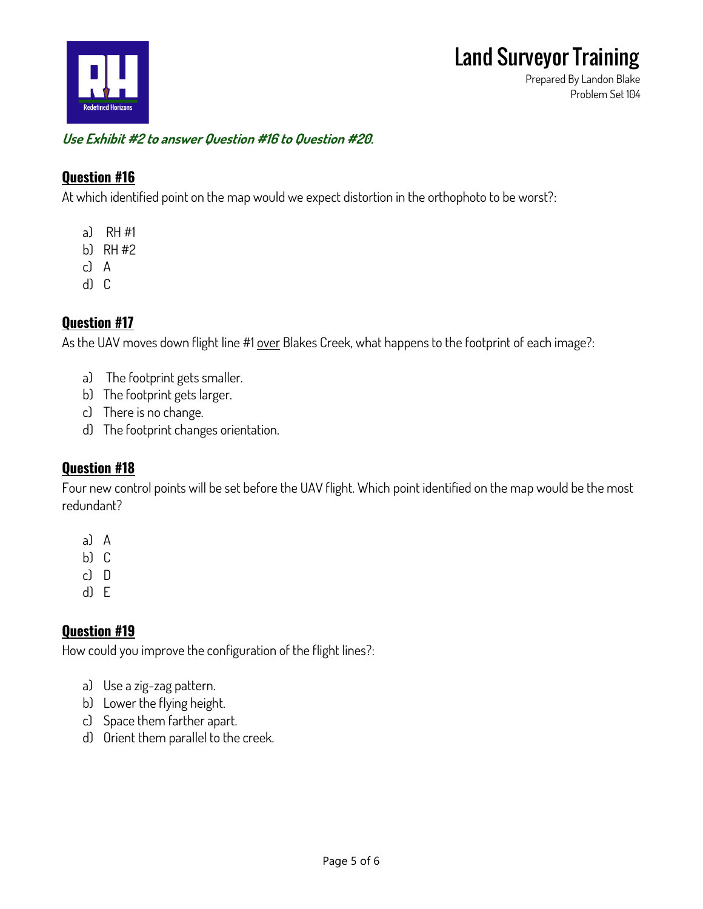***Use Exhibit #2 to answer Question #16 to Question #20.***

## Question #16

At which identified point on the map would we expect distortion in the orthophoto to be worst?:

a) RH #1
b) RH #2
c) A
d) C

## Question #17

As the UAV moves down flight line #1 over Blakes Creek, what happens to the footprint of each image?:

a) The footprint gets smaller.
b) The footprint gets larger.
c) There is no change.
d) The footprint changes orientation.

## Question #18

Four new control points will be set before the UAV flight. Which point identified on the map would be the most redundant?

a) A
b) C
c) D
d) E

## Question #19

How could you improve the configuration of the flight lines?:

a) Use a zig-zag pattern.
b) Lower the flying height.
c) Space them farther apart.
d) Orient them parallel to the creek.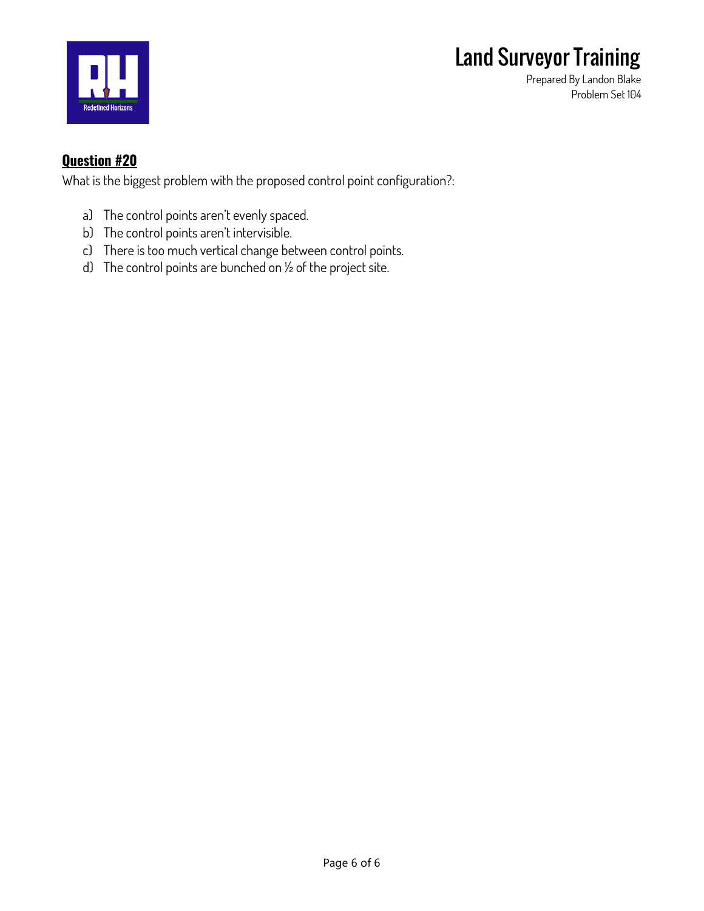## Question #20

What is the biggest problem with the proposed control point configuration?:

a) The control points aren't evenly spaced.
b) The control points aren't intervisible.
c) There is too much vertical change between control points.
d) The control points are bunched on ½ of the project site.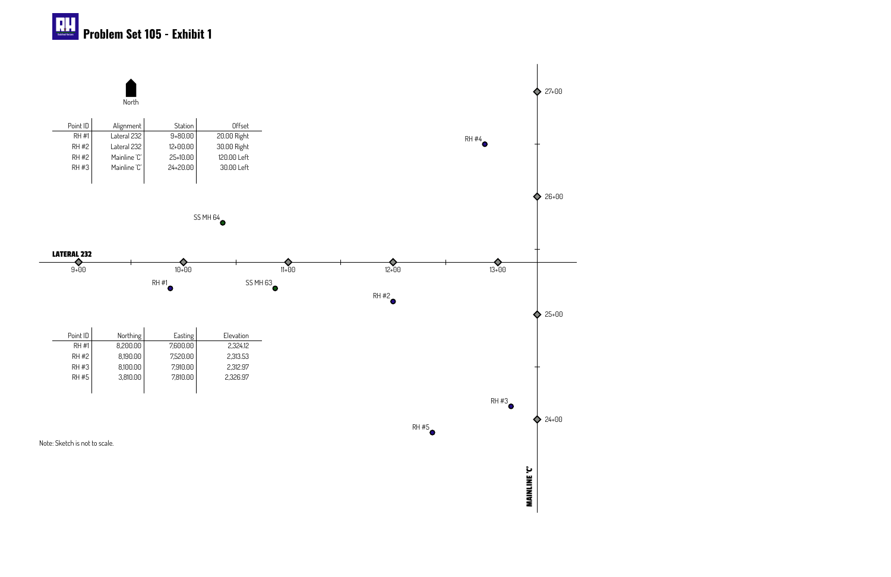# Problem Set 105 - Exhibit 1

North

| Point ID | Alignment | Station | Offset |
|---|---|---|---|
| RH #1 | Lateral 232 | 9+80.00 | 20.00 Right |
| RH #2 | Lateral 232 | 12+00.00 | 30.00 Right |
| RH #2 | Mainline 'C' | 25+10.00 | 120.00 Left |
| RH #3 | Mainline 'C' | 24+20.00 | 30.00 Left |

| Point ID | Northing | Easting | Elevation |
|---|---|---|---|
| RH #1 | 8,200.00 | 7,600.00 | 2,324.12 |
| RH #2 | 8,190.00 | 7,520.00 | 2,313.53 |
| RH #3 | 8,100.00 | 7,910.00 | 2,312.97 |
| RH #5 | 3,810.00 | 7,810.00 | 2,326.97 |

**LATERAL 232**

9+00, 10+00, 11+00, 12+00, 13+00

SS MH 64, SS MH 63, RH #1, RH #2, RH #3, RH #4, RH #5

**MAINLINE 'C'**

24+00, 25+00, 26+00, 27+00

Note: Sketch is not to scale.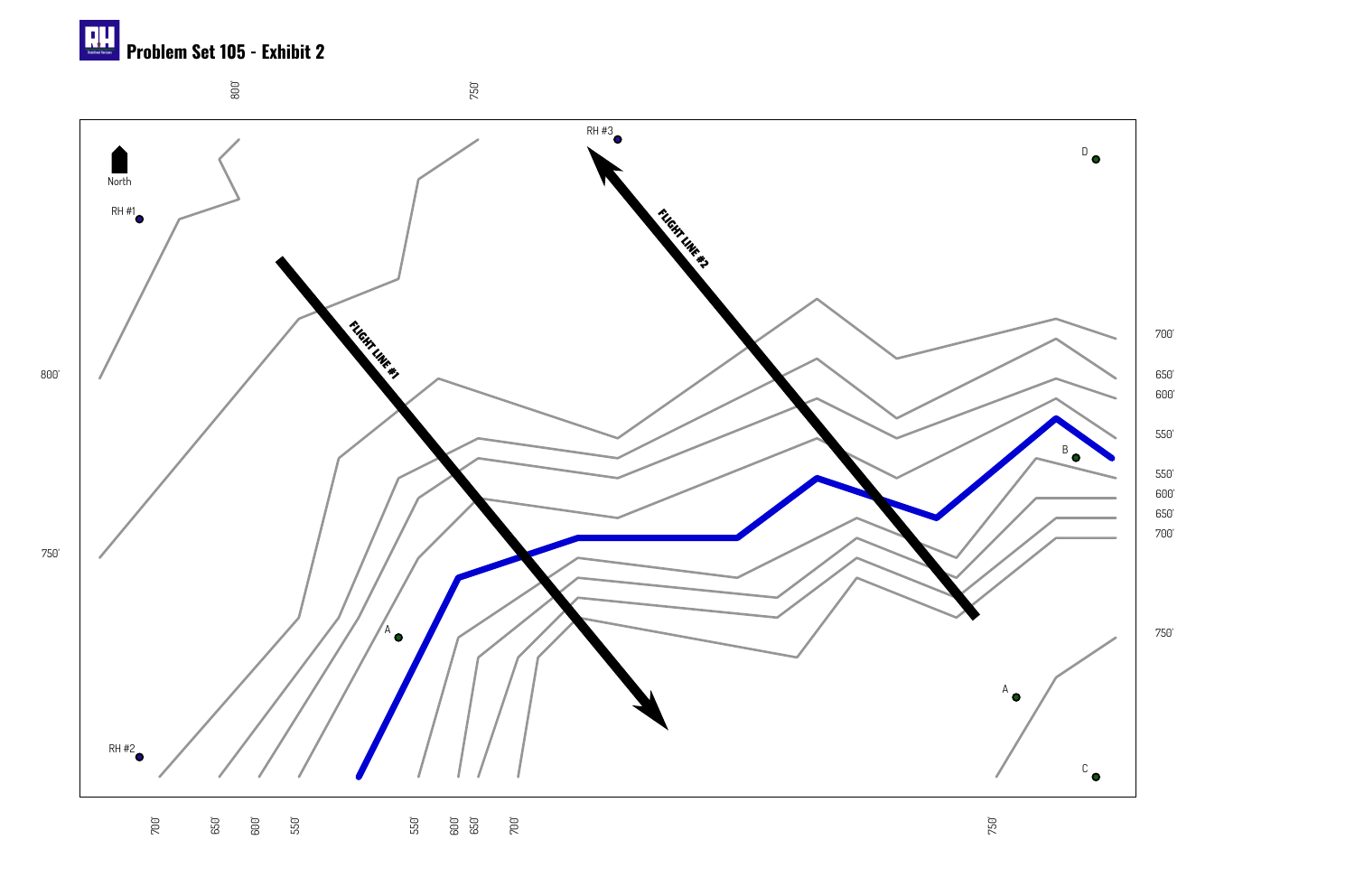# Problem Set 105 - Exhibit 2

800'
750'

North

RH #1

RH #3

D

FLIGHT LINE #2

FLIGHT LINE #1

700'
650'
600'
550'
550'
600'
650'
700'

800'

B

750'

A

750'

A

RH #2

C

700'
650'
600'
550'
550'
600'
650'
700'
750'